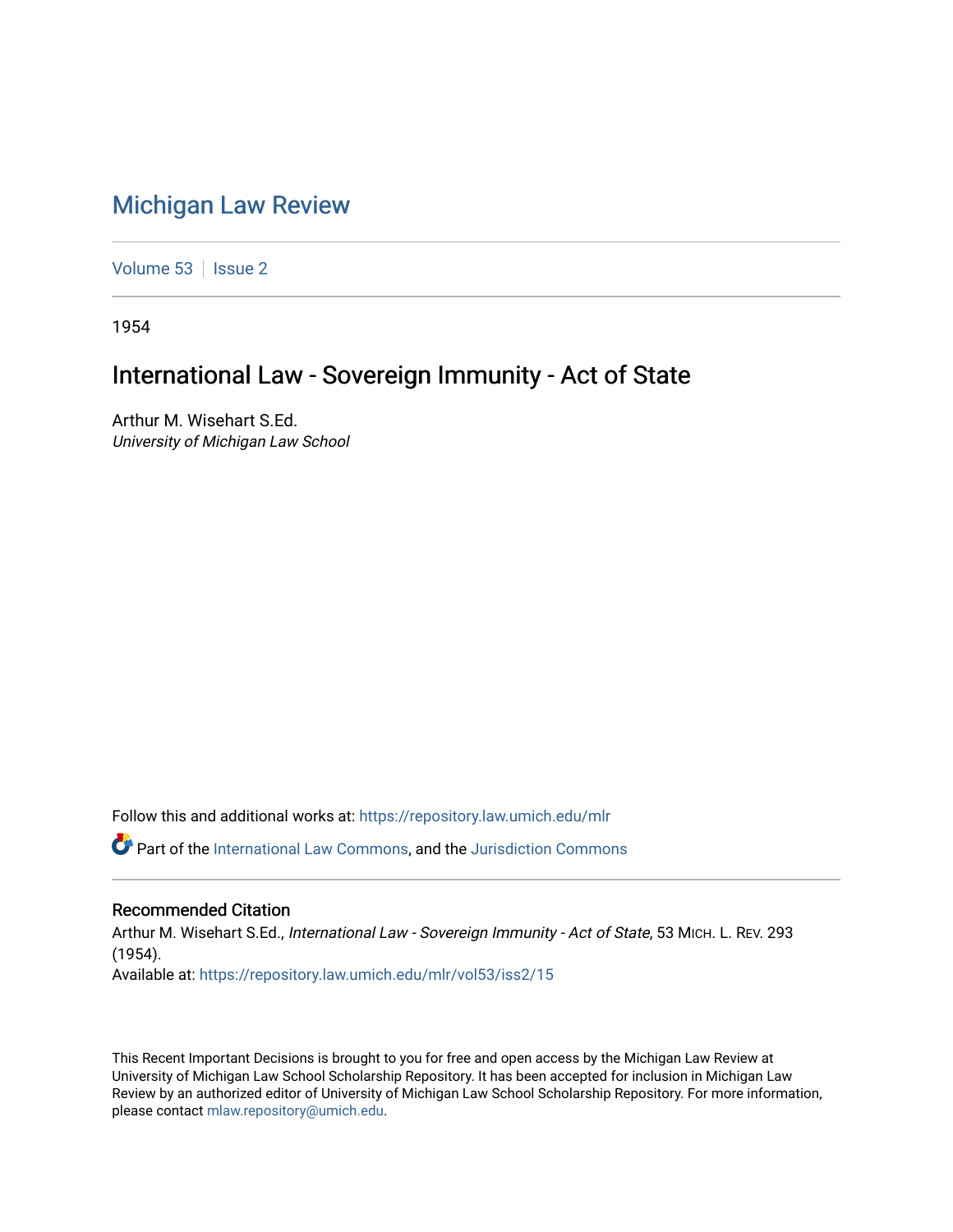# Michigan Law Review

Volume 53 | Issue 2

1954

## International Law - Sovereign Immunity - Act of State

Arthur M. Wisehart S.Ed.
*University of Michigan Law School*

Follow this and additional works at: https://repository.law.umich.edu/mlr

Part of the International Law Commons, and the Jurisdiction Commons

### Recommended Citation

Arthur M. Wisehart S.Ed., *International Law - Sovereign Immunity - Act of State*, 53 MICH. L. REV. 293 (1954).
Available at: https://repository.law.umich.edu/mlr/vol53/iss2/15

This Recent Important Decisions is brought to you for free and open access by the Michigan Law Review at University of Michigan Law School Scholarship Repository. It has been accepted for inclusion in Michigan Law Review by an authorized editor of University of Michigan Law School Scholarship Repository. For more information, please contact mlaw.repository@umich.edu.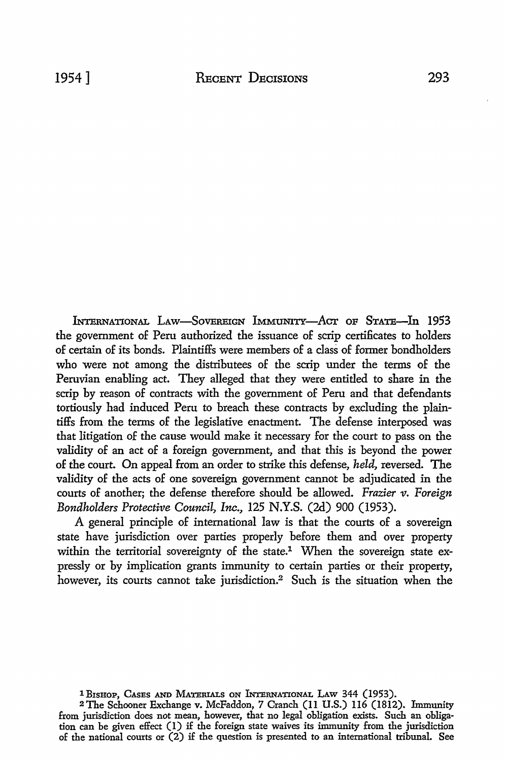INTERNATIONAL LAW—SOVEREIGN IMMUNITY—ACT OF STATE—In 1953 the government of Peru authorized the issuance of scrip certificates to holders of certain of its bonds. Plaintiffs were members of a class of former bondholders who were not among the distributees of the scrip under the terms of the Peruvian enabling act. They alleged that they were entitled to share in the scrip by reason of contracts with the government of Peru and that defendants tortiously had induced Peru to breach these contracts by excluding the plaintiffs from the terms of the legislative enactment. The defense interposed was that litigation of the cause would make it necessary for the court to pass on the validity of an act of a foreign government, and that this is beyond the power of the court. On appeal from an order to strike this defense, *held,* reversed. The validity of the acts of one sovereign government cannot be adjudicated in the courts of another; the defense therefore should be allowed. *Frazier v. Foreign Bondholders Protective Council, Inc.,* 125 N.Y.S. (2d) 900 (1953).

A general principle of international law is that the courts of a sovereign state have jurisdiction over parties properly before them and over property within the territorial sovereignty of the state.[1] When the sovereign state expressly or by implication grants immunity to certain parties or their property, however, its courts cannot take jurisdiction.[2] Such is the situation when the

---

[1] BISHOP, CASES AND MATERIALS ON INTERNATIONAL LAW 344 (1953).

[2] The Schooner Exchange v. McFaddon, 7 Cranch (11 U.S.) 116 (1812). Immunity from jurisdiction does not mean, however, that no legal obligation exists. Such an obligation can be given effect (1) if the foreign state waives its immunity from the jurisdiction of the national courts or (2) if the question is presented to an international tribunal. See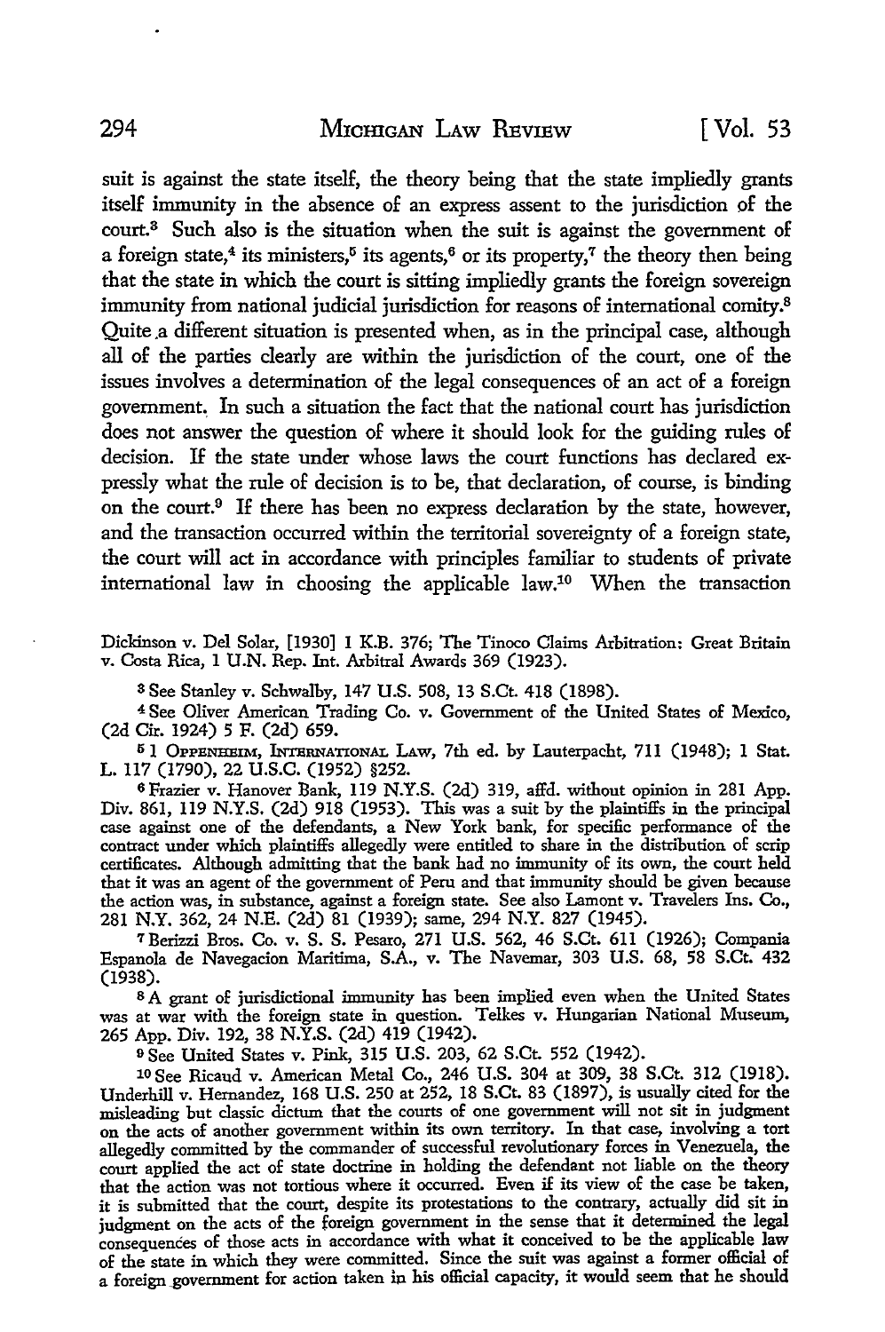suit is against the state itself, the theory being that the state impliedly grants itself immunity in the absence of an express assent to the jurisdiction of the court.[3] Such also is the situation when the suit is against the government of a foreign state,[4] its ministers,[5] its agents,[6] or its property,[7] the theory then being that the state in which the court is sitting impliedly grants the foreign sovereign immunity from national judicial jurisdiction for reasons of international comity.[8] Quite a different situation is presented when, as in the principal case, although all of the parties clearly are within the jurisdiction of the court, one of the issues involves a determination of the legal consequences of an act of a foreign government. In such a situation the fact that the national court has jurisdiction does not answer the question of where it should look for the guiding rules of decision. If the state under whose laws the court functions has declared expressly what the rule of decision is to be, that declaration, of course, is binding on the court.[9] If there has been no express declaration by the state, however, and the transaction occurred within the territorial sovereignty of a foreign state, the court will act in accordance with principles familiar to students of private international law in choosing the applicable law.[10] When the transaction

Dickinson v. Del Solar, [1930] 1 K.B. 376; The Tinoco Claims Arbitration: Great Britain v. Costa Rica, 1 U.N. Rep. Int. Arbitral Awards 369 (1923).

[3] See Stanley v. Schwalby, 147 U.S. 508, 13 S.Ct. 418 (1898).

[4] See Oliver American Trading Co. v. Government of the United States of Mexico, (2d Cir. 1924) 5 F. (2d) 659.

[5] 1 Oppenheim, International Law, 7th ed. by Lauterpacht, 711 (1948); 1 Stat. L. 117 (1790), 22 U.S.C. (1952) §252.

[6] Frazier v. Hanover Bank, 119 N.Y.S. (2d) 319, affd. without opinion in 281 App. Div. 861, 119 N.Y.S. (2d) 918 (1953). This was a suit by the plaintiffs in the principal case against one of the defendants, a New York bank, for specific performance of the contract under which plaintiffs allegedly were entitled to share in the distribution of scrip certificates. Although admitting that the bank had no immunity of its own, the court held that it was an agent of the government of Peru and that immunity should be given because the action was, in substance, against a foreign state. See also Lamont v. Travelers Ins. Co., 281 N.Y. 362, 24 N.E. (2d) 81 (1939); same, 294 N.Y. 827 (1945).

[7] Berizzi Bros. Co. v. S. S. Pesaro, 271 U.S. 562, 46 S.Ct. 611 (1926); Compania Espanola de Navegacion Maritima, S.A., v. The Navemar, 303 U.S. 68, 58 S.Ct. 432 (1938).

[8] A grant of jurisdictional immunity has been implied even when the United States was at war with the foreign state in question. Telkes v. Hungarian National Museum, 265 App. Div. 192, 38 N.Y.S. (2d) 419 (1942).

[9] See United States v. Pink, 315 U.S. 203, 62 S.Ct. 552 (1942).

[10] See Ricaud v. American Metal Co., 246 U.S. 304 at 309, 38 S.Ct. 312 (1918). Underhill v. Hernandez, 168 U.S. 250 at 252, 18 S.Ct. 83 (1897), is usually cited for the misleading but classic dictum that the courts of one government will not sit in judgment on the acts of another government within its own territory. In that case, involving a tort allegedly committed by the commander of successful revolutionary forces in Venezuela, the court applied the act of state doctrine in holding the defendant not liable on the theory that the action was not tortious where it occurred. Even if its view of the case be taken, it is submitted that the court, despite its protestations to the contrary, actually did sit in judgment on the acts of the foreign government in the sense that it determined the legal consequences of those acts in accordance with what it conceived to be the applicable law of the state in which they were committed. Since the suit was against a former official of a foreign government for action taken in his official capacity, it would seem that he should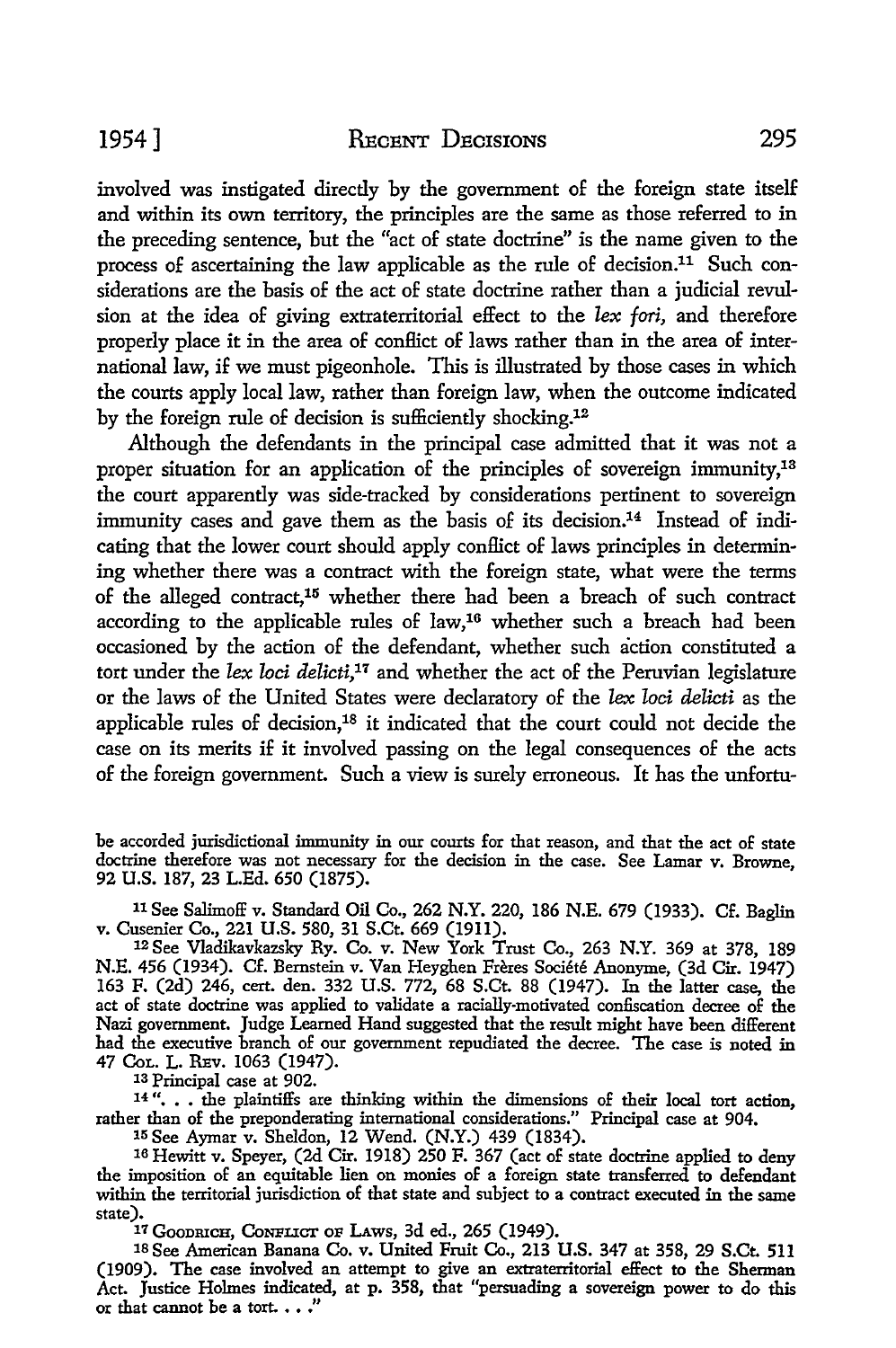involved was instigated directly by the government of the foreign state itself and within its own territory, the principles are the same as those referred to in the preceding sentence, but the "act of state doctrine" is the name given to the process of ascertaining the law applicable as the rule of decision.[11] Such considerations are the basis of the act of state doctrine rather than a judicial revulsion at the idea of giving extraterritorial effect to the *lex fori,* and therefore properly place it in the area of conflict of laws rather than in the area of international law, if we must pigeonhole. This is illustrated by those cases in which the courts apply local law, rather than foreign law, when the outcome indicated by the foreign rule of decision is sufficiently shocking.[12]

Although the defendants in the principal case admitted that it was not a proper situation for an application of the principles of sovereign immunity,[13] the court apparently was side-tracked by considerations pertinent to sovereign immunity cases and gave them as the basis of its decision.[14] Instead of indicating that the lower court should apply conflict of laws principles in determining whether there was a contract with the foreign state, what were the terms of the alleged contract,[15] whether there had been a breach of such contract according to the applicable rules of law,[16] whether such a breach had been occasioned by the action of the defendant, whether such action constituted a tort under the *lex loci delicti,*[17] and whether the act of the Peruvian legislature or the laws of the United States were declaratory of the *lex loci delicti* as the applicable rules of decision,[18] it indicated that the court could not decide the case on its merits if it involved passing on the legal consequences of the acts of the foreign government. Such a view is surely erroneous. It has the unfortu-

---

be accorded jurisdictional immunity in our courts for that reason, and that the act of state doctrine therefore was not necessary for the decision in the case. See Lamar v. Browne, 92 U.S. 187, 23 L.Ed. 650 (1875).

[11] See Salimoff v. Standard Oil Co., 262 N.Y. 220, 186 N.E. 679 (1933). Cf. Baglin v. Cusenier Co., 221 U.S. 580, 31 S.Ct. 669 (1911).

[12] See Vladikavkazsky Ry. Co. v. New York Trust Co., 263 N.Y. 369 at 378, 189 N.E. 456 (1934). Cf. Bernstein v. Van Heyghen Frères Société Anonyme, (3d Cir. 1947) 163 F. (2d) 246, cert. den. 332 U.S. 772, 68 S.Ct. 88 (1947). In the latter case, the act of state doctrine was applied to validate a racially-motivated confiscation decree of the Nazi government. Judge Learned Hand suggested that the result might have been different had the executive branch of our government repudiated the decree. The case is noted in 47 Col. L. Rev. 1063 (1947).

[13] Principal case at 902.

[14] ". . . the plaintiffs are thinking within the dimensions of their local tort action, rather than of the preponderating international considerations." Principal case at 904.

[15] See Aymar v. Sheldon, 12 Wend. (N.Y.) 439 (1834).

[16] Hewitt v. Speyer, (2d Cir. 1918) 250 F. 367 (act of state doctrine applied to deny the imposition of an equitable lien on monies of a foreign state transferred to defendant within the territorial jurisdiction of that state and subject to a contract executed in the same state).

[17] Goodrich, Conflict of Laws, 3d ed., 265 (1949).

[18] See American Banana Co. v. United Fruit Co., 213 U.S. 347 at 358, 29 S.Ct. 511 (1909). The case involved an attempt to give an extraterritorial effect to the Sherman Act. Justice Holmes indicated, at p. 358, that "persuading a sovereign power to do this or that cannot be a tort. . . ."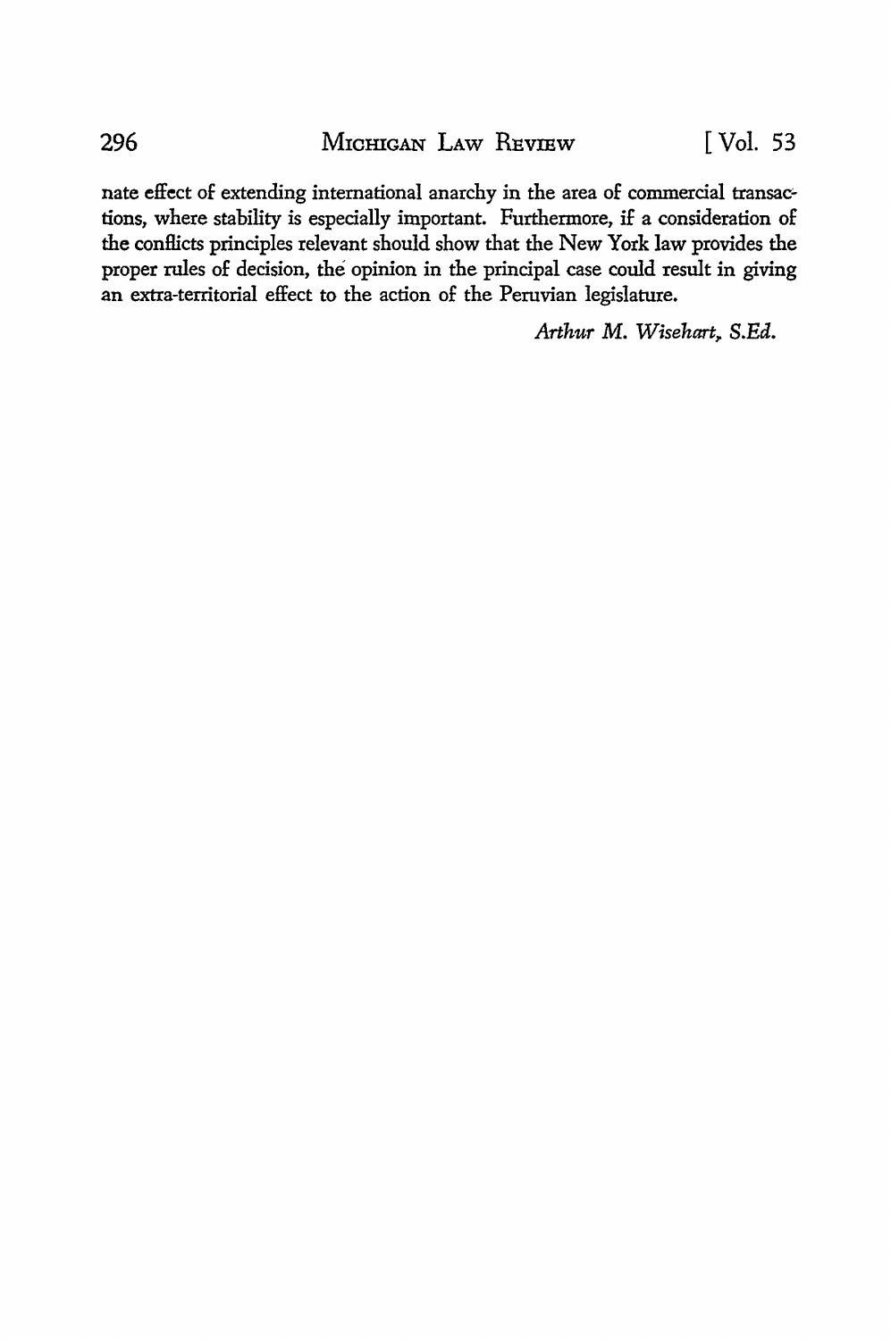nate effect of extending international anarchy in the area of commercial transactions, where stability is especially important. Furthermore, if a consideration of the conflicts principles relevant should show that the New York law provides the proper rules of decision, the opinion in the principal case could result in giving an extra-territorial effect to the action of the Peruvian legislature.

*Arthur M. Wisehart, S.Ed.*